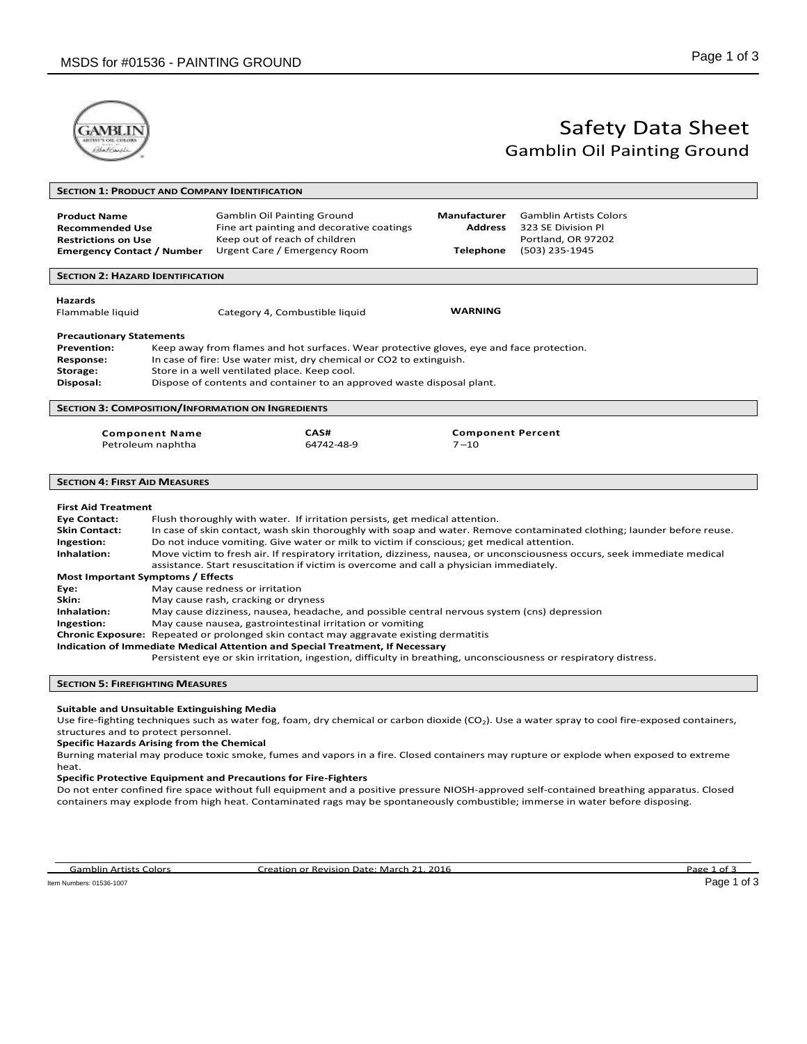# Safety Data Sheet
## Gamblin Oil Painting Ground

### SECTION 1: PRODUCT AND COMPANY IDENTIFICATION

| | | | |
|---|---|---|---|
| **Product Name** | Gamblin Oil Painting Ground | **Manufacturer** | Gamblin Artists Colors |
| **Recommended Use** | Fine art painting and decorative coatings | **Address** | 323 SE Division Pl |
| **Restrictions on Use** | Keep out of reach of children | | Portland, OR 97202 |
| **Emergency Contact / Number** | Urgent Care / Emergency Room | **Telephone** | (503) 235-1945 |

### SECTION 2: HAZARD IDENTIFICATION

**Hazards**

| | | |
|---|---|---|
| Flammable liquid | Category 4, Combustible liquid | **WARNING** |

**Precautionary Statements**

**Prevention:** Keep away from flames and hot surfaces. Wear protective gloves, eye and face protection.
**Response:** In case of fire: Use water mist, dry chemical or CO2 to extinguish.
**Storage:** Store in a well ventilated place. Keep cool.
**Disposal:** Dispose of contents and container to an approved waste disposal plant.

### SECTION 3: COMPOSITION/INFORMATION ON INGREDIENTS

| Component Name | CAS# | Component Percent |
|---|---|---|
| Petroleum naphtha | 64742-48-9 | 7 – 10 |

### SECTION 4: FIRST AID MEASURES

**First Aid Treatment**

**Eye Contact:** Flush thoroughly with water. If irritation persists, get medical attention.
**Skin Contact:** In case of skin contact, wash skin thoroughly with soap and water. Remove contaminated clothing; launder before reuse.
**Ingestion:** Do not induce vomiting. Give water or milk to victim if conscious; get medical attention.
**Inhalation:** Move victim to fresh air. If respiratory irritation, dizziness, nausea, or unconsciousness occurs, seek immediate medical assistance. Start resuscitation if victim is overcome and call a physician immediately.

**Most Important Symptoms / Effects**

**Eye:** May cause redness or irritation
**Skin:** May cause rash, cracking or dryness
**Inhalation:** May cause dizziness, nausea, headache, and possible central nervous system (cns) depression
**Ingestion:** May cause nausea, gastrointestinal irritation or vomiting
**Chronic Exposure:** Repeated or prolonged skin contact may aggravate existing dermatitis

**Indication of Immediate Medical Attention and Special Treatment, If Necessary**

Persistent eye or skin irritation, ingestion, difficulty in breathing, unconsciousness or respiratory distress.

### SECTION 5: FIREFIGHTING MEASURES

**Suitable and Unsuitable Extinguishing Media**

Use fire-fighting techniques such as water fog, foam, dry chemical or carbon dioxide ($CO_2$). Use a water spray to cool fire-exposed containers, structures and to protect personnel.

**Specific Hazards Arising from the Chemical**

Burning material may produce toxic smoke, fumes and vapors in a fire. Closed containers may rupture or explode when exposed to extreme heat.

**Specific Protective Equipment and Precautions for Fire-Fighters**

Do not enter confined fire space without full equipment and a positive pressure NIOSH-approved self-contained breathing apparatus. Closed containers may explode from high heat. Contaminated rags may be spontaneously combustible; immerse in water before disposing.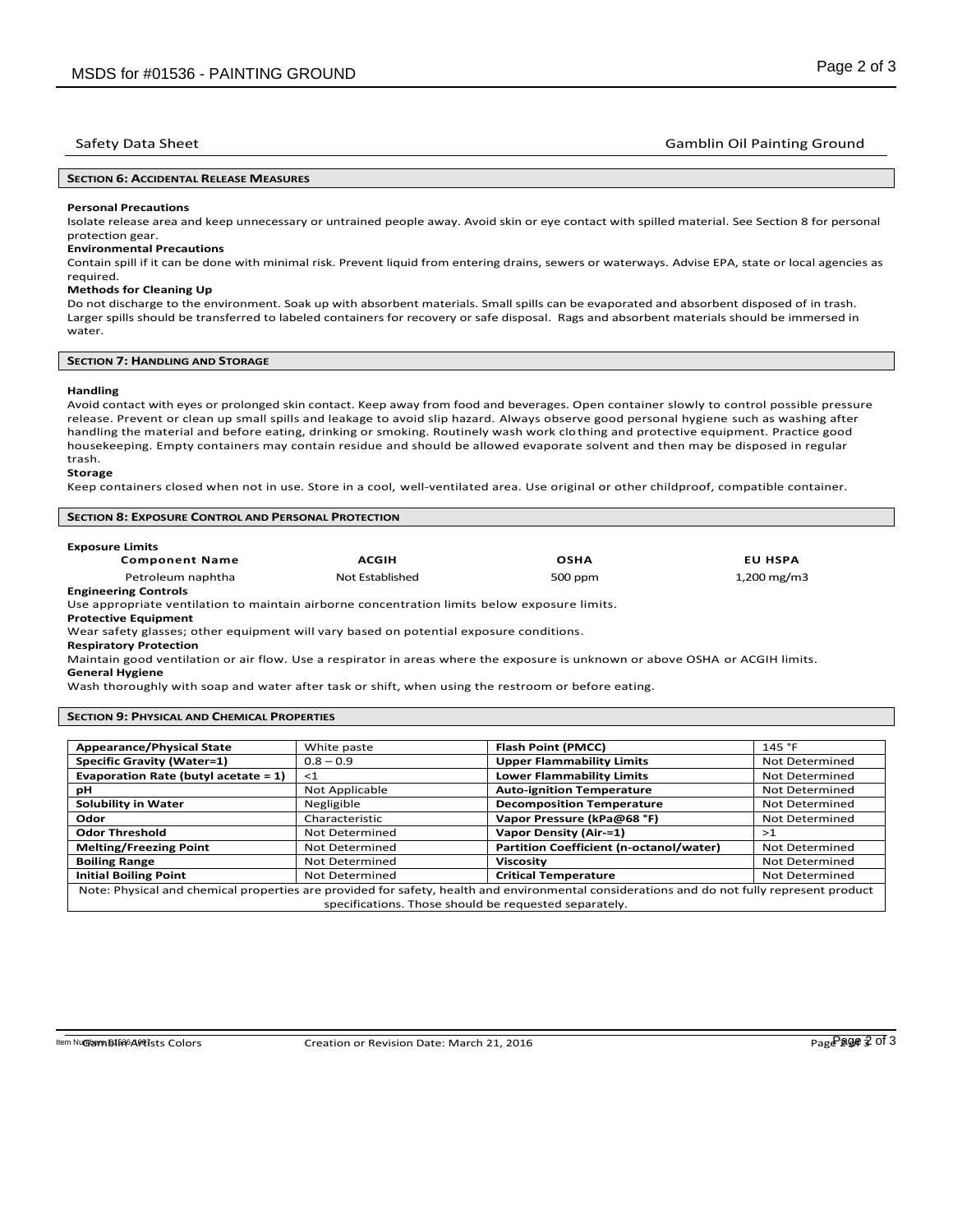## SECTION 6: ACCIDENTAL RELEASE MEASURES

**Personal Precautions**

Isolate release area and keep unnecessary or untrained people away. Avoid skin or eye contact with spilled material. See Section 8 for personal protection gear.

**Environmental Precautions**

Contain spill if it can be done with minimal risk. Prevent liquid from entering drains, sewers or waterways. Advise EPA, state or local agencies as required.

**Methods for Cleaning Up**

Do not discharge to the environment. Soak up with absorbent materials. Small spills can be evaporated and absorbent disposed of in trash. Larger spills should be transferred to labeled containers for recovery or safe disposal. Rags and absorbent materials should be immersed in water.

## SECTION 7: HANDLING AND STORAGE

**Handling**

Avoid contact with eyes or prolonged skin contact. Keep away from food and beverages. Open container slowly to control possible pressure release. Prevent or clean up small spills and leakage to avoid slip hazard. Always observe good personal hygiene such as washing after handling the material and before eating, drinking or smoking. Routinely wash work clothing and protective equipment. Practice good housekeeping. Empty containers may contain residue and should be allowed evaporate solvent and then may be disposed in regular trash.

**Storage**

Keep containers closed when not in use. Store in a cool, well-ventilated area. Use original or other childproof, compatible container.

## SECTION 8: EXPOSURE CONTROL AND PERSONAL PROTECTION

**Exposure Limits**

| Component Name | ACGIH | OSHA | EU HSPA |
|---|---|---|---|
| Petroleum naphtha | Not Established | 500 ppm | 1,200 mg/m3 |

**Engineering Controls**

Use appropriate ventilation to maintain airborne concentration limits below exposure limits.

**Protective Equipment**

Wear safety glasses; other equipment will vary based on potential exposure conditions.

**Respiratory Protection**

Maintain good ventilation or air flow. Use a respirator in areas where the exposure is unknown or above OSHA or ACGIH limits.

**General Hygiene**

Wash thoroughly with soap and water after task or shift, when using the restroom or before eating.

## SECTION 9: PHYSICAL AND CHEMICAL PROPERTIES

| Property | Value | Property | Value |
|---|---|---|---|
| **Appearance/Physical State** | White paste | **Flash Point (PMCC)** | 145 °F |
| **Specific Gravity (Water=1)** | 0.8 – 0.9 | **Upper Flammability Limits** | Not Determined |
| **Evaporation Rate (butyl acetate = 1)** | <1 | **Lower Flammability Limits** | Not Determined |
| **pH** | Not Applicable | **Auto-ignition Temperature** | Not Determined |
| **Solubility in Water** | Negligible | **Decomposition Temperature** | Not Determined |
| **Odor** | Characteristic | **Vapor Pressure (kPa@68 °F)** | Not Determined |
| **Odor Threshold** | Not Determined | **Vapor Density (Air-=1)** | >1 |
| **Melting/Freezing Point** | Not Determined | **Partition Coefficient (n-octanol/water)** | Not Determined |
| **Boiling Range** | Not Determined | **Viscosity** | Not Determined |
| **Initial Boiling Point** | Not Determined | **Critical Temperature** | Not Determined |

Note: Physical and chemical properties are provided for safety, health and environmental considerations and do not fully represent product specifications. Those should be requested separately.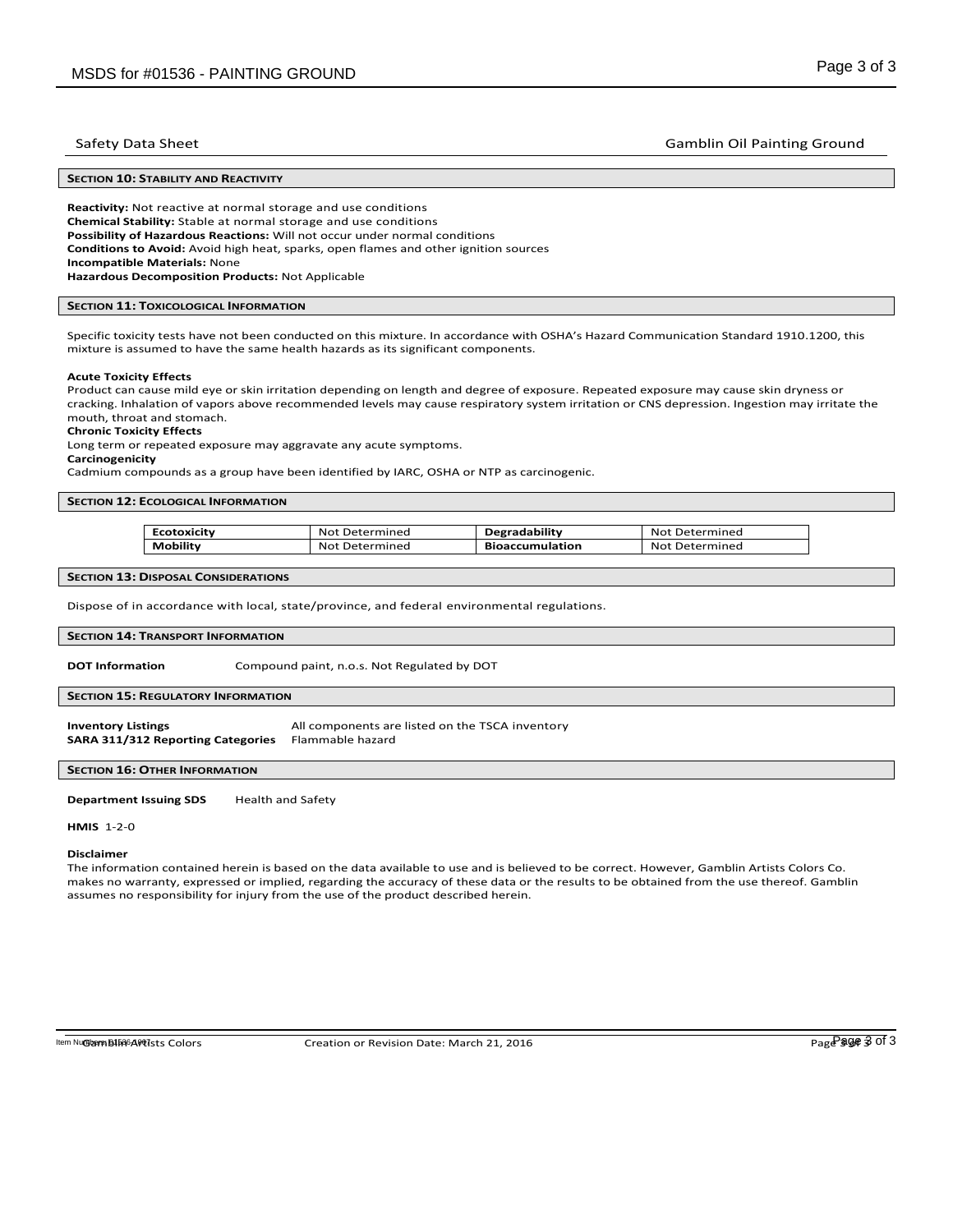## SECTION 10: STABILITY AND REACTIVITY

**Reactivity:** Not reactive at normal storage and use conditions
**Chemical Stability:** Stable at normal storage and use conditions
**Possibility of Hazardous Reactions:** Will not occur under normal conditions
**Conditions to Avoid:** Avoid high heat, sparks, open flames and other ignition sources
**Incompatible Materials:** None
**Hazardous Decomposition Products:** Not Applicable

## SECTION 11: TOXICOLOGICAL INFORMATION

Specific toxicity tests have not been conducted on this mixture. In accordance with OSHA's Hazard Communication Standard 1910.1200, this mixture is assumed to have the same health hazards as its significant components.

**Acute Toxicity Effects**
Product can cause mild eye or skin irritation depending on length and degree of exposure. Repeated exposure may cause skin dryness or cracking. Inhalation of vapors above recommended levels may cause respiratory system irritation or CNS depression. Ingestion may irritate the mouth, throat and stomach.
**Chronic Toxicity Effects**
Long term or repeated exposure may aggravate any acute symptoms.
**Carcinogenicity**
Cadmium compounds as a group have been identified by IARC, OSHA or NTP as carcinogenic.

## SECTION 12: ECOLOGICAL INFORMATION

| | | | |
|---|---|---|---|
| **Ecotoxicity** | Not Determined | **Degradability** | Not Determined |
| **Mobility** | Not Determined | **Bioaccumulation** | Not Determined |

## SECTION 13: DISPOSAL CONSIDERATIONS

Dispose of in accordance with local, state/province, and federal environmental regulations.

## SECTION 14: TRANSPORT INFORMATION

**DOT Information** Compound paint, n.o.s. Not Regulated by DOT

## SECTION 15: REGULATORY INFORMATION

**Inventory Listings** All components are listed on the TSCA inventory
**SARA 311/312 Reporting Categories** Flammable hazard

## SECTION 16: OTHER INFORMATION

**Department Issuing SDS** Health and Safety

**HMIS** 1-2-0

**Disclaimer**
The information contained herein is based on the data available to use and is believed to be correct. However, Gamblin Artists Colors Co. makes no warranty, expressed or implied, regarding the accuracy of these data or the results to be obtained from the use thereof. Gamblin assumes no responsibility for injury from the use of the product described herein.

Creation or Revision Date: March 21, 2016